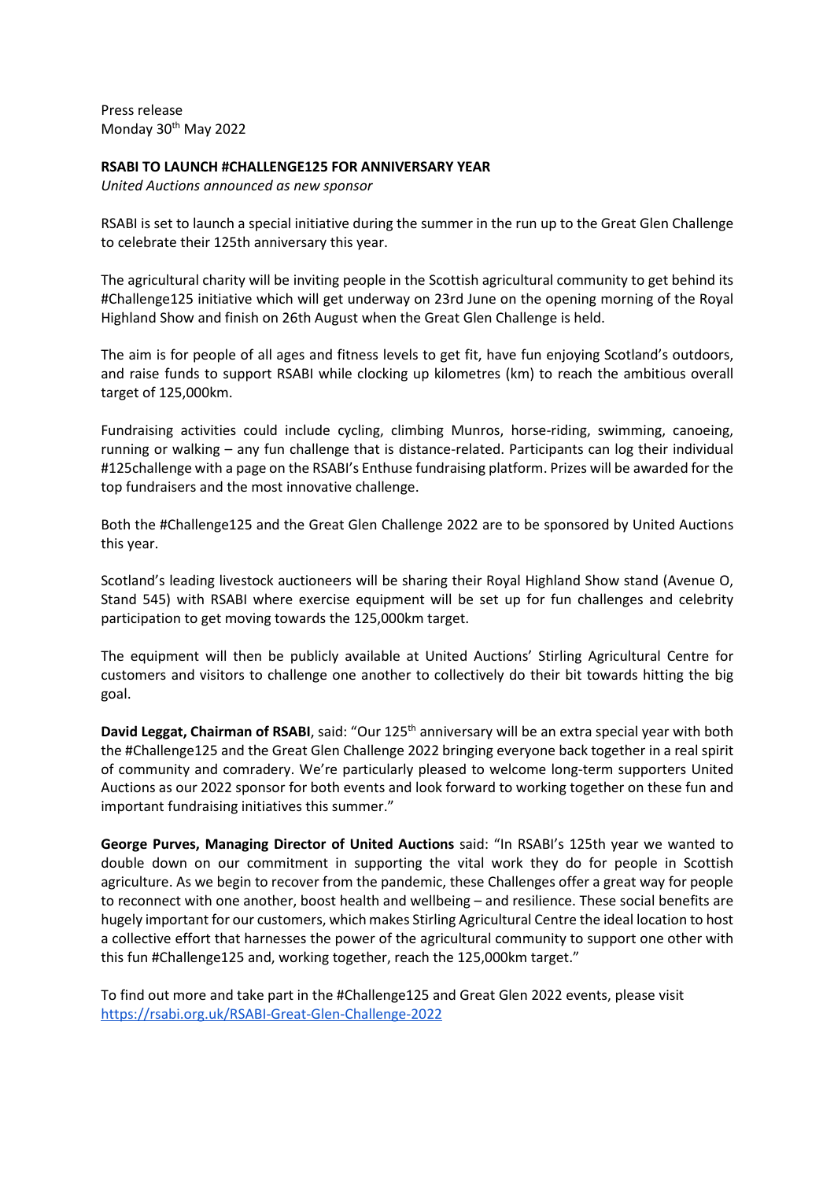Press release
Monday 30th May 2022

**RSABI TO LAUNCH #CHALLENGE125 FOR ANNIVERSARY YEAR**
*United Auctions announced as new sponsor*

RSABI is set to launch a special initiative during the summer in the run up to the Great Glen Challenge to celebrate their 125th anniversary this year.

The agricultural charity will be inviting people in the Scottish agricultural community to get behind its #Challenge125 initiative which will get underway on 23rd June on the opening morning of the Royal Highland Show and finish on 26th August when the Great Glen Challenge is held.

The aim is for people of all ages and fitness levels to get fit, have fun enjoying Scotland's outdoors, and raise funds to support RSABI while clocking up kilometres (km) to reach the ambitious overall target of 125,000km.

Fundraising activities could include cycling, climbing Munros, horse-riding, swimming, canoeing, running or walking – any fun challenge that is distance-related. Participants can log their individual #125challenge with a page on the RSABI's Enthuse fundraising platform. Prizes will be awarded for the top fundraisers and the most innovative challenge.

Both the #Challenge125 and the Great Glen Challenge 2022 are to be sponsored by United Auctions this year.

Scotland's leading livestock auctioneers will be sharing their Royal Highland Show stand (Avenue O, Stand 545) with RSABI where exercise equipment will be set up for fun challenges and celebrity participation to get moving towards the 125,000km target.

The equipment will then be publicly available at United Auctions' Stirling Agricultural Centre for customers and visitors to challenge one another to collectively do their bit towards hitting the big goal.

**David Leggat, Chairman of RSABI**, said: "Our 125th anniversary will be an extra special year with both the #Challenge125 and the Great Glen Challenge 2022 bringing everyone back together in a real spirit of community and comradery. We're particularly pleased to welcome long-term supporters United Auctions as our 2022 sponsor for both events and look forward to working together on these fun and important fundraising initiatives this summer."

**George Purves, Managing Director of United Auctions** said: "In RSABI's 125th year we wanted to double down on our commitment in supporting the vital work they do for people in Scottish agriculture. As we begin to recover from the pandemic, these Challenges offer a great way for people to reconnect with one another, boost health and wellbeing – and resilience. These social benefits are hugely important for our customers, which makes Stirling Agricultural Centre the ideal location to host a collective effort that harnesses the power of the agricultural community to support one other with this fun #Challenge125 and, working together, reach the 125,000km target."

To find out more and take part in the #Challenge125 and Great Glen 2022 events, please visit https://rsabi.org.uk/RSABI-Great-Glen-Challenge-2022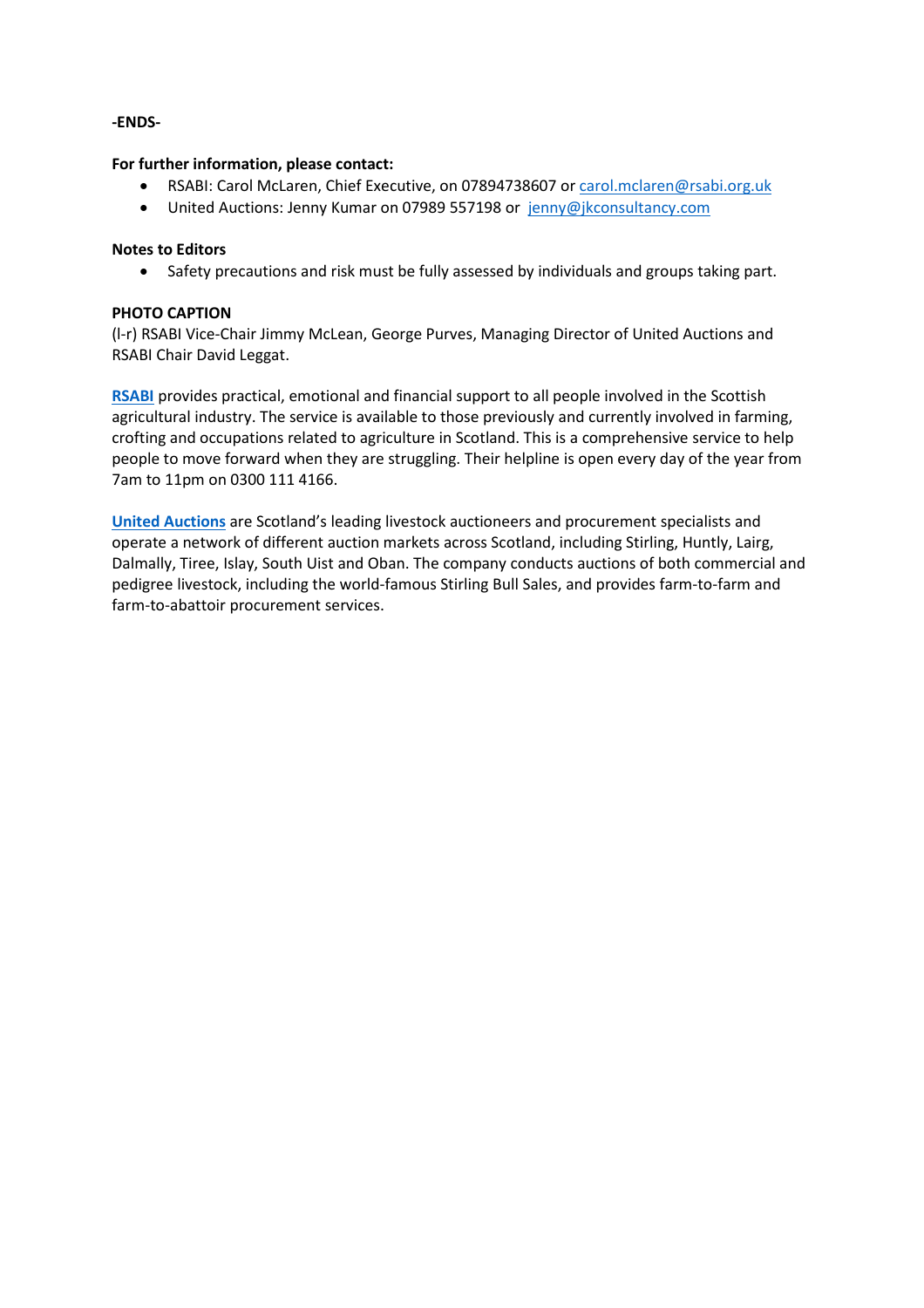**-ENDS-**

**For further information, please contact:**

- RSABI: Carol McLaren, Chief Executive, on 07894738607 or carol.mclaren@rsabi.org.uk
- United Auctions: Jenny Kumar on 07989 557198 or jenny@jkconsultancy.com

**Notes to Editors**

- Safety precautions and risk must be fully assessed by individuals and groups taking part.

**PHOTO CAPTION**

(l-r) RSABI Vice-Chair Jimmy McLean, George Purves, Managing Director of United Auctions and RSABI Chair David Leggat.

**RSABI** provides practical, emotional and financial support to all people involved in the Scottish agricultural industry. The service is available to those previously and currently involved in farming, crofting and occupations related to agriculture in Scotland. This is a comprehensive service to help people to move forward when they are struggling. Their helpline is open every day of the year from 7am to 11pm on 0300 111 4166.

**United Auctions** are Scotland's leading livestock auctioneers and procurement specialists and operate a network of different auction markets across Scotland, including Stirling, Huntly, Lairg, Dalmally, Tiree, Islay, South Uist and Oban. The company conducts auctions of both commercial and pedigree livestock, including the world-famous Stirling Bull Sales, and provides farm-to-farm and farm-to-abattoir procurement services.